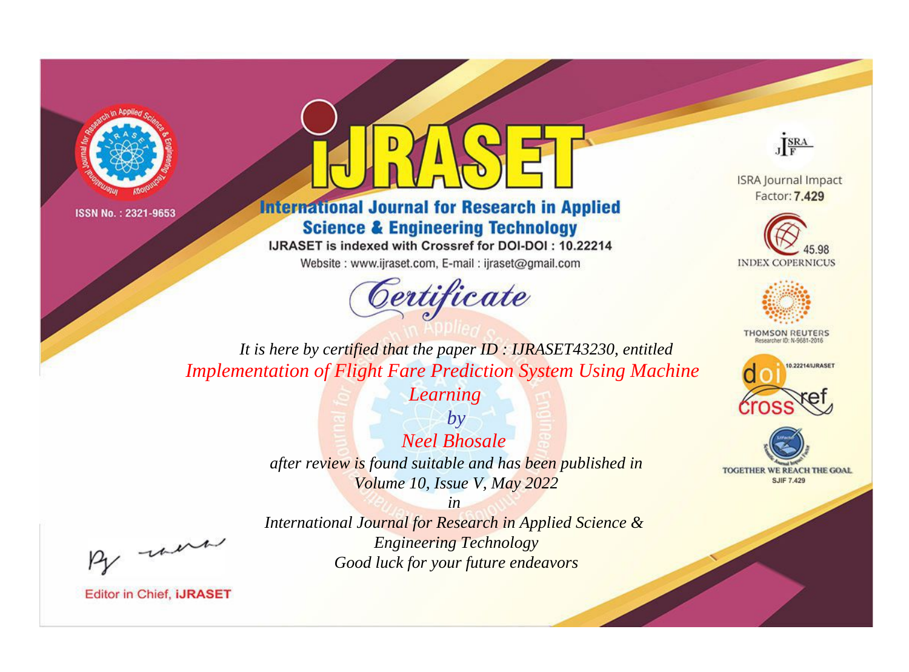ISSN No. : 2321-9653

# IJRASET

## International Journal for Research in Applied Science & Engineering Technology

IJRASET is indexed with Crossref for DOI-DOI : 10.22214

Website : www.ijraset.com, E-mail : ijraset@gmail.com

ISRA Journal Impact Factor: **7.429**

45.98 INDEX COPERNICUS

THOMSON REUTERS Researcher ID: N-9681-2016

10.22214/IJRASET

TOGETHER WE REACH THE GOAL SJIF 7.429

## *Certificate*

*It is here by certified that the paper ID : IJRASET43230, entitled*

*Implementation of Flight Fare Prediction System Using Machine Learning*

*by*

*Neel Bhosale*

*after review is found suitable and has been published in*

*Volume 10, Issue V, May 2022*

*in*

*International Journal for Research in Applied Science & Engineering Technology*

*Good luck for your future endeavors*

Editor in Chief, IJRASET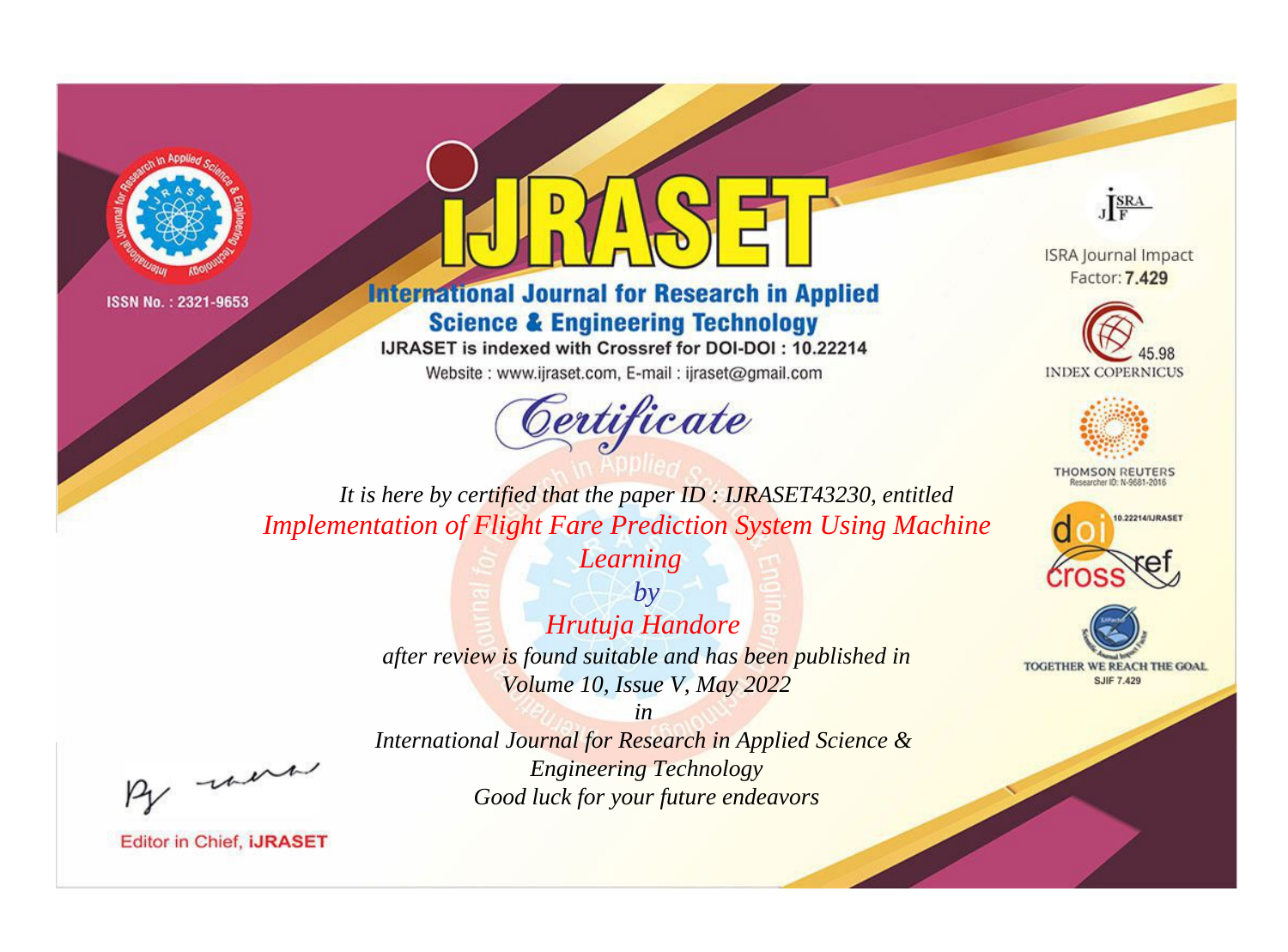ISSN No. : 2321-9653

# IJRASET

## International Journal for Research in Applied Science & Engineering Technology

IJRASET is indexed with Crossref for DOI-DOI : 10.22214

Website : www.ijraset.com, E-mail : ijraset@gmail.com

ISRA Journal Impact Factor: **7.429**

45.98 INDEX COPERNICUS

THOMSON REUTERS Researcher ID: N-9681-2016

10.22214/IJRASET

TOGETHER WE REACH THE GOAL SJIF 7.429

# *Certificate*

*It is here by certified that the paper ID : IJRASET43230, entitled*

*Implementation of Flight Fare Prediction System Using Machine Learning*

*by*

*Hrutuja Handore*

*after review is found suitable and has been published in*

*Volume 10, Issue V, May 2022*

*in*

*International Journal for Research in Applied Science & Engineering Technology*

*Good luck for your future endeavors*

Editor in Chief, **iJRASET**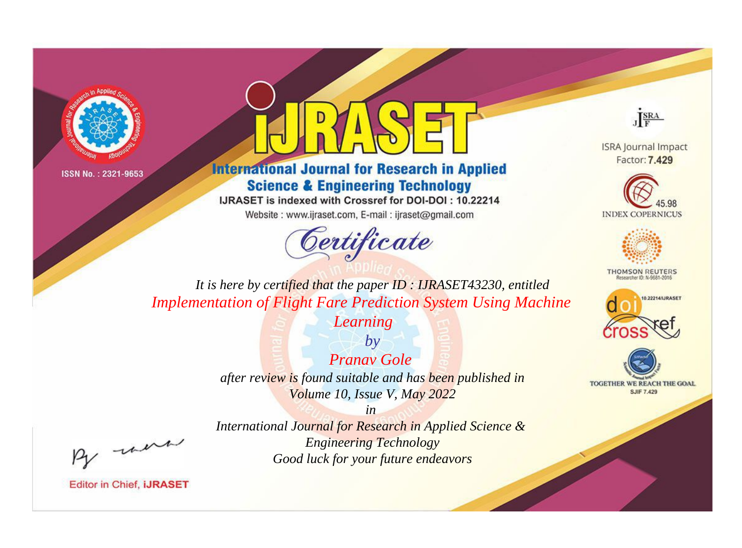ISSN No. : 2321-9653

# IJRASET

## International Journal for Research in Applied Science & Engineering Technology

IJRASET is indexed with Crossref for DOI-DOI : 10.22214

Website : www.ijraset.com, E-mail : ijraset@gmail.com

## Certificate

*It is here by certified that the paper ID : IJRASET43230, entitled*

*Implementation of Flight Fare Prediction System Using Machine Learning*

*by*

*Pranav Gole*

*after review is found suitable and has been published in*

*Volume 10, Issue V, May 2022*

*in*

*International Journal for Research in Applied Science & Engineering Technology*

*Good luck for your future endeavors*

ISRA Journal Impact Factor: **7.429**

45.98 INDEX COPERNICUS

THOMSON REUTERS Researcher ID: N-9681-2016

10.22214/IJRASET

TOGETHER WE REACH THE GOAL SJIF 7.429

Editor in Chief, **iJRASET**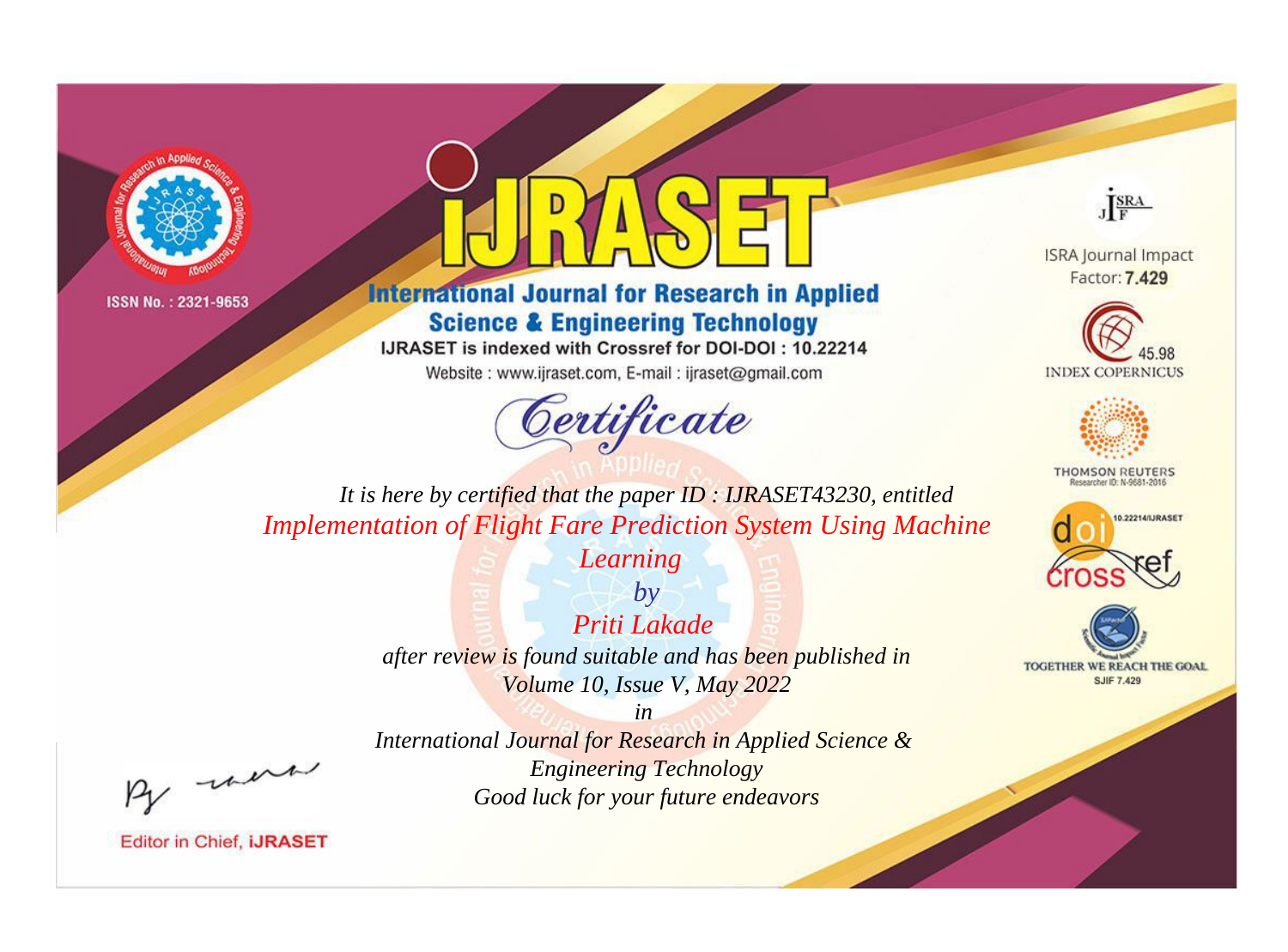ISSN No. : 2321-9653

# iJRASET

## International Journal for Research in Applied Science & Engineering Technology

IJRASET is indexed with Crossref for DOI-DOI : 10.22214

Website : www.ijraset.com, E-mail : ijraset@gmail.com

*Certificate*

*It is here by certified that the paper ID : IJRASET43230, entitled*

*Implementation of Flight Fare Prediction System Using Machine Learning*

*by*

*Priti Lakade*

*after review is found suitable and has been published in*

*Volume 10, Issue V, May 2022*

*in*

*International Journal for Research in Applied Science & Engineering Technology*

*Good luck for your future endeavors*

ISRA Journal Impact Factor: **7.429**

45.98 INDEX COPERNICUS

THOMSON REUTERS Researcher ID: N-9681-2016

10.22214/IJRASET

TOGETHER WE REACH THE GOAL SJIF 7.429

Editor in Chief, **iJRASET**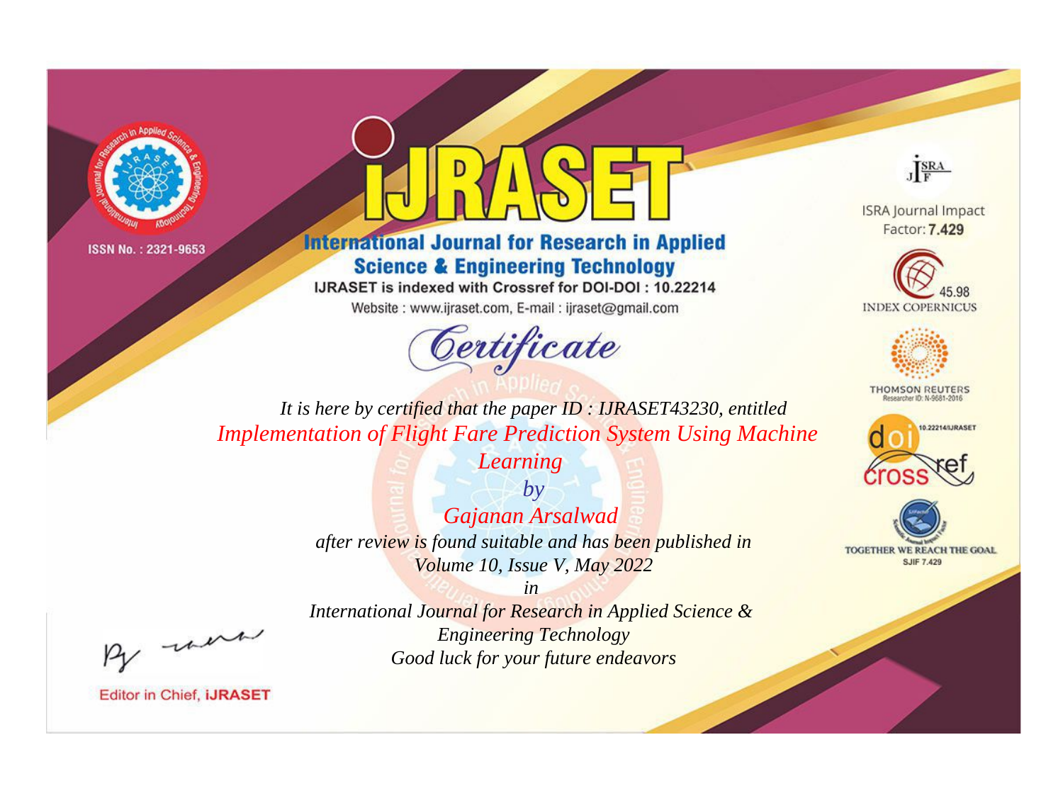ISSN No. : 2321-9653

# iJRASET

## International Journal for Research in Applied Science & Engineering Technology

IJRASET is indexed with Crossref for DOI-DOI : 10.22214

Website : www.ijraset.com, E-mail : ijraset@gmail.com

ISRA Journal Impact Factor: **7.429**

45.98 INDEX COPERNICUS

THOMSON REUTERS Researcher ID: N-9681-2016

10.22214/IJRASET

TOGETHER WE REACH THE GOAL SJIF 7.429

*Certificate*

*It is here by certified that the paper ID : IJRASET43230, entitled*

*Implementation of Flight Fare Prediction System Using Machine Learning*

*by*

*Gajanan Arsalwad*

*after review is found suitable and has been published in*

*Volume 10, Issue V, May 2022*

*in*

*International Journal for Research in Applied Science & Engineering Technology*

*Good luck for your future endeavors*

Editor in Chief, iJRASET